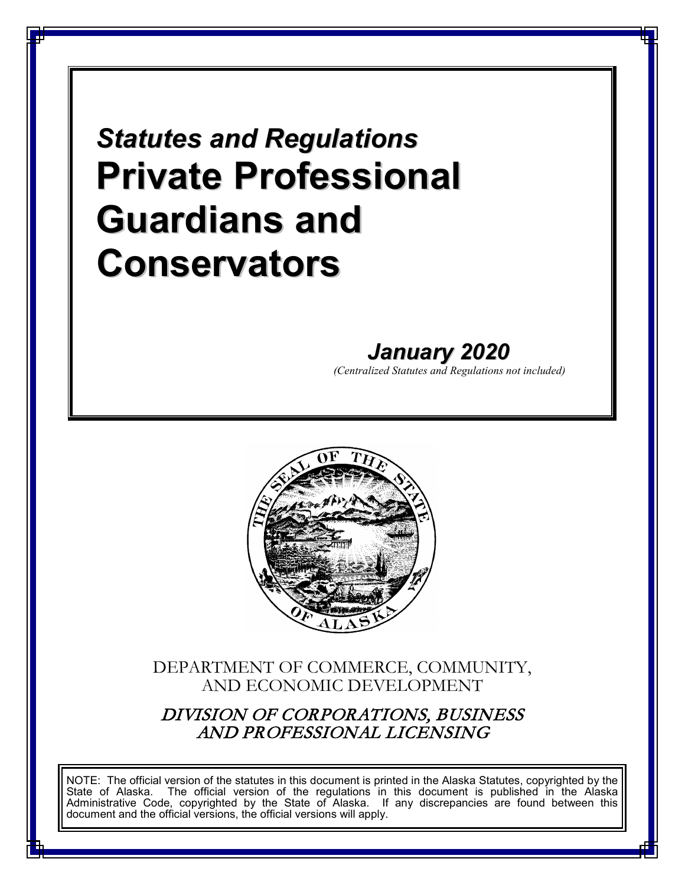*Statutes and Regulations*

# Private Professional Guardians and Conservators

***January 2020***

*(Centralized Statutes and Regulations not included)*

DEPARTMENT OF COMMERCE, COMMUNITY, AND ECONOMIC DEVELOPMENT

*DIVISION OF CORPORATIONS, BUSINESS AND PROFESSIONAL LICENSING*

NOTE: The official version of the statutes in this document is printed in the Alaska Statutes, copyrighted by the State of Alaska. The official version of the regulations in this document is published in the Alaska Administrative Code, copyrighted by the State of Alaska. If any discrepancies are found between this document and the official versions, the official versions will apply.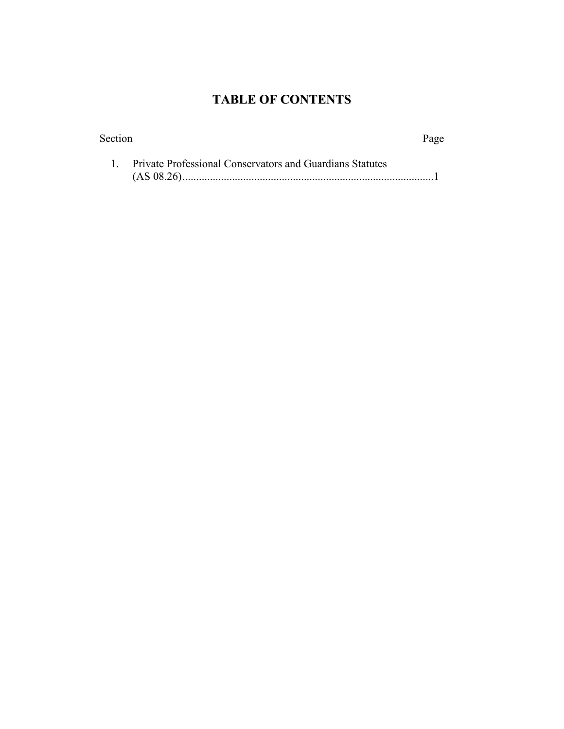# TABLE OF CONTENTS

| Section | Page |
| --- | --- |
| 1. Private Professional Conservators and Guardians Statutes (AS 08.26) | 1 |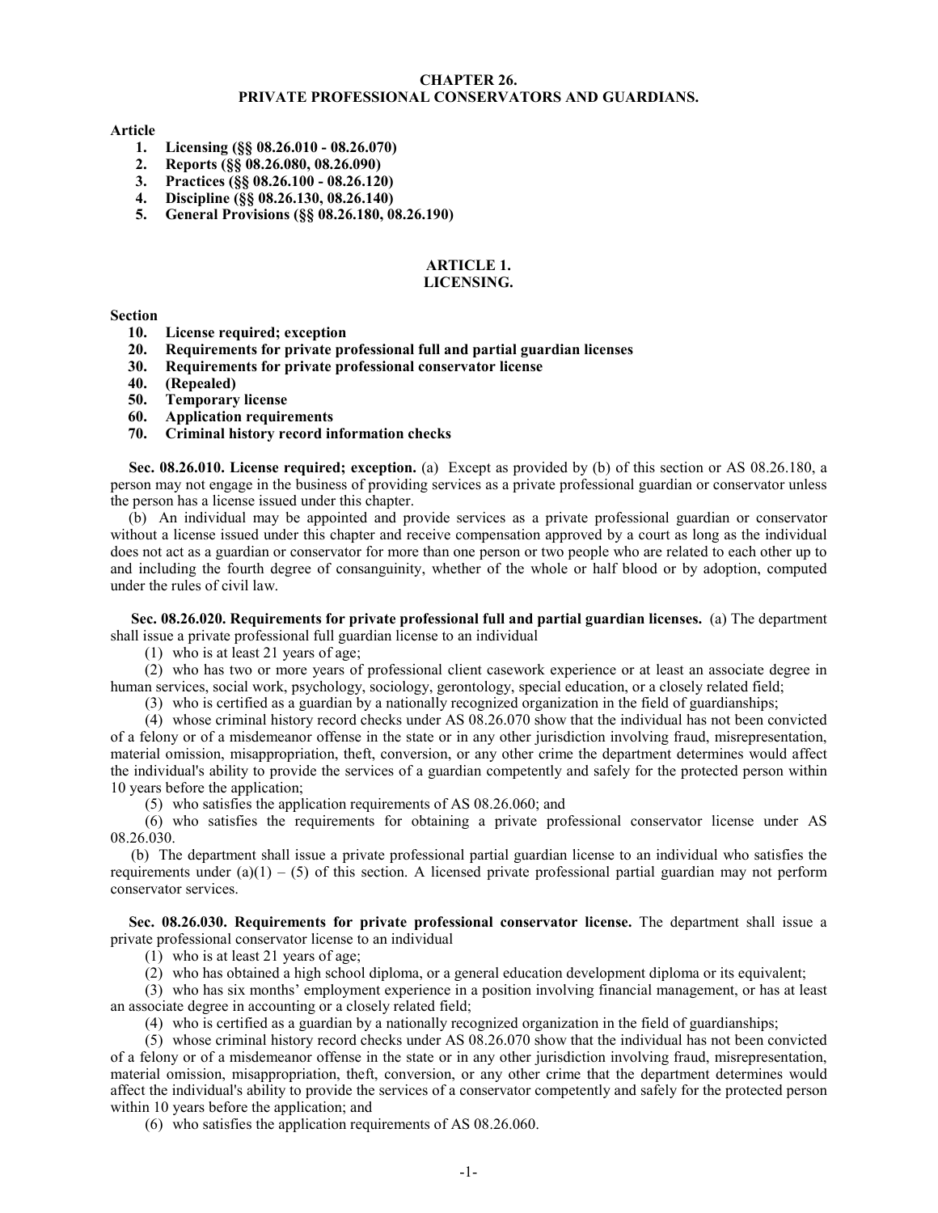## CHAPTER 26.
## PRIVATE PROFESSIONAL CONSERVATORS AND GUARDIANS.

**Article**

1. **Licensing (§§ 08.26.010 - 08.26.070)**
2. **Reports (§§ 08.26.080, 08.26.090)**
3. **Practices (§§ 08.26.100 - 08.26.120)**
4. **Discipline (§§ 08.26.130, 08.26.140)**
5. **General Provisions (§§ 08.26.180, 08.26.190)**

### ARTICLE 1.
### LICENSING.

**Section**

- **10. License required; exception**
- **20. Requirements for private professional full and partial guardian licenses**
- **30. Requirements for private professional conservator license**
- **40. (Repealed)**
- **50. Temporary license**
- **60. Application requirements**
- **70. Criminal history record information checks**

**Sec. 08.26.010. License required; exception.** (a) Except as provided by (b) of this section or AS 08.26.180, a person may not engage in the business of providing services as a private professional guardian or conservator unless the person has a license issued under this chapter.

(b) An individual may be appointed and provide services as a private professional guardian or conservator without a license issued under this chapter and receive compensation approved by a court as long as the individual does not act as a guardian or conservator for more than one person or two people who are related to each other up to and including the fourth degree of consanguinity, whether of the whole or half blood or by adoption, computed under the rules of civil law.

**Sec. 08.26.020. Requirements for private professional full and partial guardian licenses.** (a) The department shall issue a private professional full guardian license to an individual

(1) who is at least 21 years of age;

(2) who has two or more years of professional client casework experience or at least an associate degree in human services, social work, psychology, sociology, gerontology, special education, or a closely related field;

(3) who is certified as a guardian by a nationally recognized organization in the field of guardianships;

(4) whose criminal history record checks under AS 08.26.070 show that the individual has not been convicted of a felony or of a misdemeanor offense in the state or in any other jurisdiction involving fraud, misrepresentation, material omission, misappropriation, theft, conversion, or any other crime the department determines would affect the individual's ability to provide the services of a guardian competently and safely for the protected person within 10 years before the application;

(5) who satisfies the application requirements of AS 08.26.060; and

(6) who satisfies the requirements for obtaining a private professional conservator license under AS 08.26.030.

(b) The department shall issue a private professional partial guardian license to an individual who satisfies the requirements under (a)(1) – (5) of this section. A licensed private professional partial guardian may not perform conservator services.

**Sec. 08.26.030. Requirements for private professional conservator license.** The department shall issue a private professional conservator license to an individual

(1) who is at least 21 years of age;

(2) who has obtained a high school diploma, or a general education development diploma or its equivalent;

(3) who has six months' employment experience in a position involving financial management, or has at least an associate degree in accounting or a closely related field;

(4) who is certified as a guardian by a nationally recognized organization in the field of guardianships;

(5) whose criminal history record checks under AS 08.26.070 show that the individual has not been convicted of a felony or of a misdemeanor offense in the state or in any other jurisdiction involving fraud, misrepresentation, material omission, misappropriation, theft, conversion, or any other crime that the department determines would affect the individual's ability to provide the services of a conservator competently and safely for the protected person within 10 years before the application; and

(6) who satisfies the application requirements of AS 08.26.060.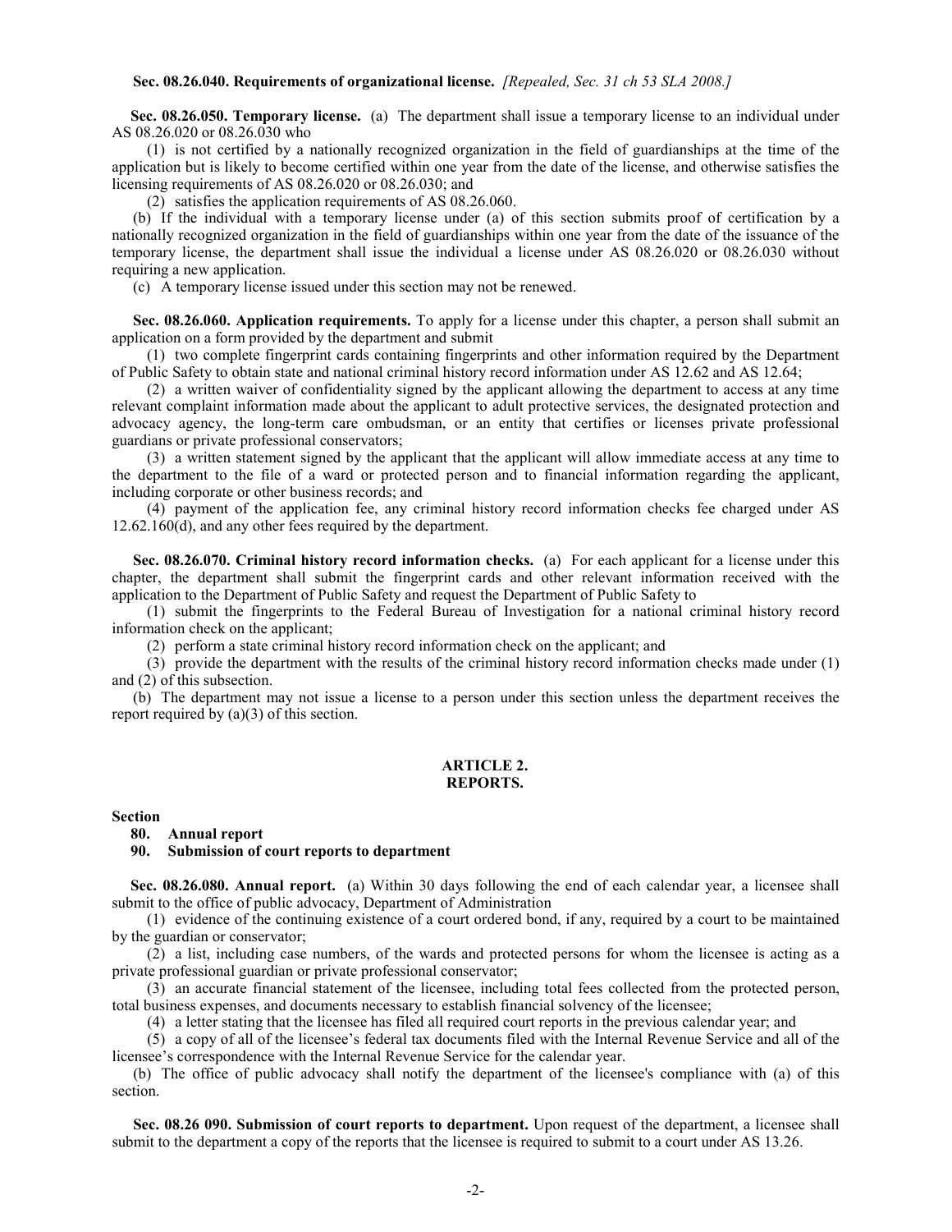**Sec. 08.26.040. Requirements of organizational license.** *[Repealed, Sec. 31 ch 53 SLA 2008.]*

**Sec. 08.26.050. Temporary license.** (a) The department shall issue a temporary license to an individual under AS 08.26.020 or 08.26.030 who

(1) is not certified by a nationally recognized organization in the field of guardianships at the time of the application but is likely to become certified within one year from the date of the license, and otherwise satisfies the licensing requirements of AS 08.26.020 or 08.26.030; and

(2) satisfies the application requirements of AS 08.26.060.

(b) If the individual with a temporary license under (a) of this section submits proof of certification by a nationally recognized organization in the field of guardianships within one year from the date of the issuance of the temporary license, the department shall issue the individual a license under AS 08.26.020 or 08.26.030 without requiring a new application.

(c) A temporary license issued under this section may not be renewed.

**Sec. 08.26.060. Application requirements.** To apply for a license under this chapter, a person shall submit an application on a form provided by the department and submit

(1) two complete fingerprint cards containing fingerprints and other information required by the Department of Public Safety to obtain state and national criminal history record information under AS 12.62 and AS 12.64;

(2) a written waiver of confidentiality signed by the applicant allowing the department to access at any time relevant complaint information made about the applicant to adult protective services, the designated protection and advocacy agency, the long-term care ombudsman, or an entity that certifies or licenses private professional guardians or private professional conservators;

(3) a written statement signed by the applicant that the applicant will allow immediate access at any time to the department to the file of a ward or protected person and to financial information regarding the applicant, including corporate or other business records; and

(4) payment of the application fee, any criminal history record information checks fee charged under AS 12.62.160(d), and any other fees required by the department.

**Sec. 08.26.070. Criminal history record information checks.** (a) For each applicant for a license under this chapter, the department shall submit the fingerprint cards and other relevant information received with the application to the Department of Public Safety and request the Department of Public Safety to

(1) submit the fingerprints to the Federal Bureau of Investigation for a national criminal history record information check on the applicant;

(2) perform a state criminal history record information check on the applicant; and

(3) provide the department with the results of the criminal history record information checks made under (1) and (2) of this subsection.

(b) The department may not issue a license to a person under this section unless the department receives the report required by (a)(3) of this section.

## ARTICLE 2.
## REPORTS.

**Section**

**80. Annual report**

**90. Submission of court reports to department**

**Sec. 08.26.080. Annual report.** (a) Within 30 days following the end of each calendar year, a licensee shall submit to the office of public advocacy, Department of Administration

(1) evidence of the continuing existence of a court ordered bond, if any, required by a court to be maintained by the guardian or conservator;

(2) a list, including case numbers, of the wards and protected persons for whom the licensee is acting as a private professional guardian or private professional conservator;

(3) an accurate financial statement of the licensee, including total fees collected from the protected person, total business expenses, and documents necessary to establish financial solvency of the licensee;

(4) a letter stating that the licensee has filed all required court reports in the previous calendar year; and

(5) a copy of all of the licensee's federal tax documents filed with the Internal Revenue Service and all of the licensee's correspondence with the Internal Revenue Service for the calendar year.

(b) The office of public advocacy shall notify the department of the licensee's compliance with (a) of this section.

**Sec. 08.26 090. Submission of court reports to department.** Upon request of the department, a licensee shall submit to the department a copy of the reports that the licensee is required to submit to a court under AS 13.26.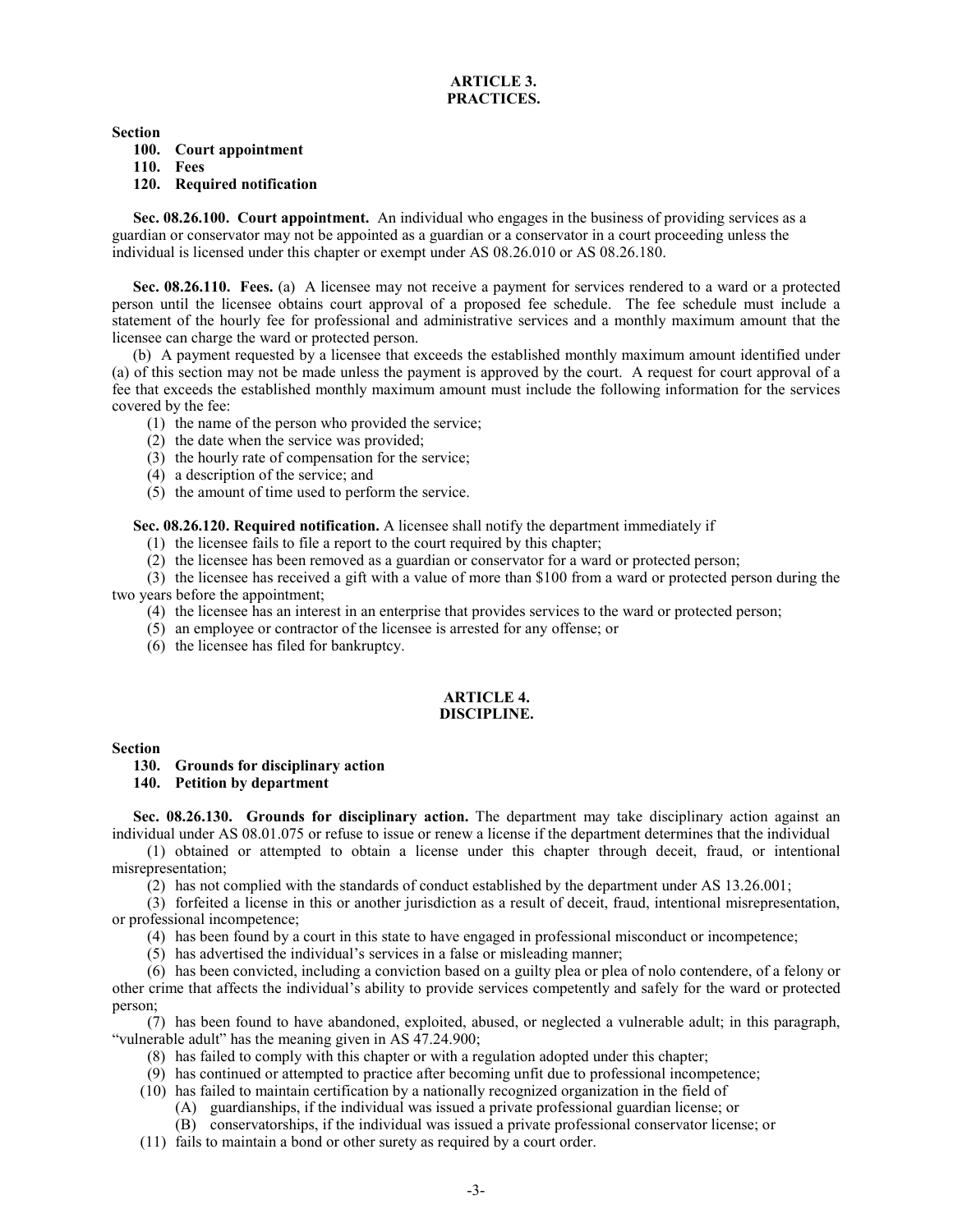## ARTICLE 3.
## PRACTICES.

**Section**

**100. Court appointment**
**110. Fees**
**120. Required notification**

**Sec. 08.26.100. Court appointment.** An individual who engages in the business of providing services as a guardian or conservator may not be appointed as a guardian or a conservator in a court proceeding unless the individual is licensed under this chapter or exempt under AS 08.26.010 or AS 08.26.180.

**Sec. 08.26.110. Fees.** (a) A licensee may not receive a payment for services rendered to a ward or a protected person until the licensee obtains court approval of a proposed fee schedule. The fee schedule must include a statement of the hourly fee for professional and administrative services and a monthly maximum amount that the licensee can charge the ward or protected person.

(b) A payment requested by a licensee that exceeds the established monthly maximum amount identified under (a) of this section may not be made unless the payment is approved by the court. A request for court approval of a fee that exceeds the established monthly maximum amount must include the following information for the services covered by the fee:

(1) the name of the person who provided the service;
(2) the date when the service was provided;
(3) the hourly rate of compensation for the service;
(4) a description of the service; and
(5) the amount of time used to perform the service.

**Sec. 08.26.120. Required notification.** A licensee shall notify the department immediately if

(1) the licensee fails to file a report to the court required by this chapter;
(2) the licensee has been removed as a guardian or conservator for a ward or protected person;
(3) the licensee has received a gift with a value of more than $100 from a ward or protected person during the two years before the appointment;
(4) the licensee has an interest in an enterprise that provides services to the ward or protected person;
(5) an employee or contractor of the licensee is arrested for any offense; or
(6) the licensee has filed for bankruptcy.

## ARTICLE 4.
## DISCIPLINE.

**Section**

**130. Grounds for disciplinary action**
**140. Petition by department**

**Sec. 08.26.130. Grounds for disciplinary action.** The department may take disciplinary action against an individual under AS 08.01.075 or refuse to issue or renew a license if the department determines that the individual

(1) obtained or attempted to obtain a license under this chapter through deceit, fraud, or intentional misrepresentation;
(2) has not complied with the standards of conduct established by the department under AS 13.26.001;
(3) forfeited a license in this or another jurisdiction as a result of deceit, fraud, intentional misrepresentation, or professional incompetence;
(4) has been found by a court in this state to have engaged in professional misconduct or incompetence;
(5) has advertised the individual's services in a false or misleading manner;
(6) has been convicted, including a conviction based on a guilty plea or plea of nolo contendere, of a felony or other crime that affects the individual's ability to provide services competently and safely for the ward or protected person;
(7) has been found to have abandoned, exploited, abused, or neglected a vulnerable adult; in this paragraph, "vulnerable adult" has the meaning given in AS 47.24.900;
(8) has failed to comply with this chapter or with a regulation adopted under this chapter;
(9) has continued or attempted to practice after becoming unfit due to professional incompetence;
(10) has failed to maintain certification by a nationally recognized organization in the field of
   (A) guardianships, if the individual was issued a private professional guardian license; or
   (B) conservatorships, if the individual was issued a private professional conservator license; or
(11) fails to maintain a bond or other surety as required by a court order.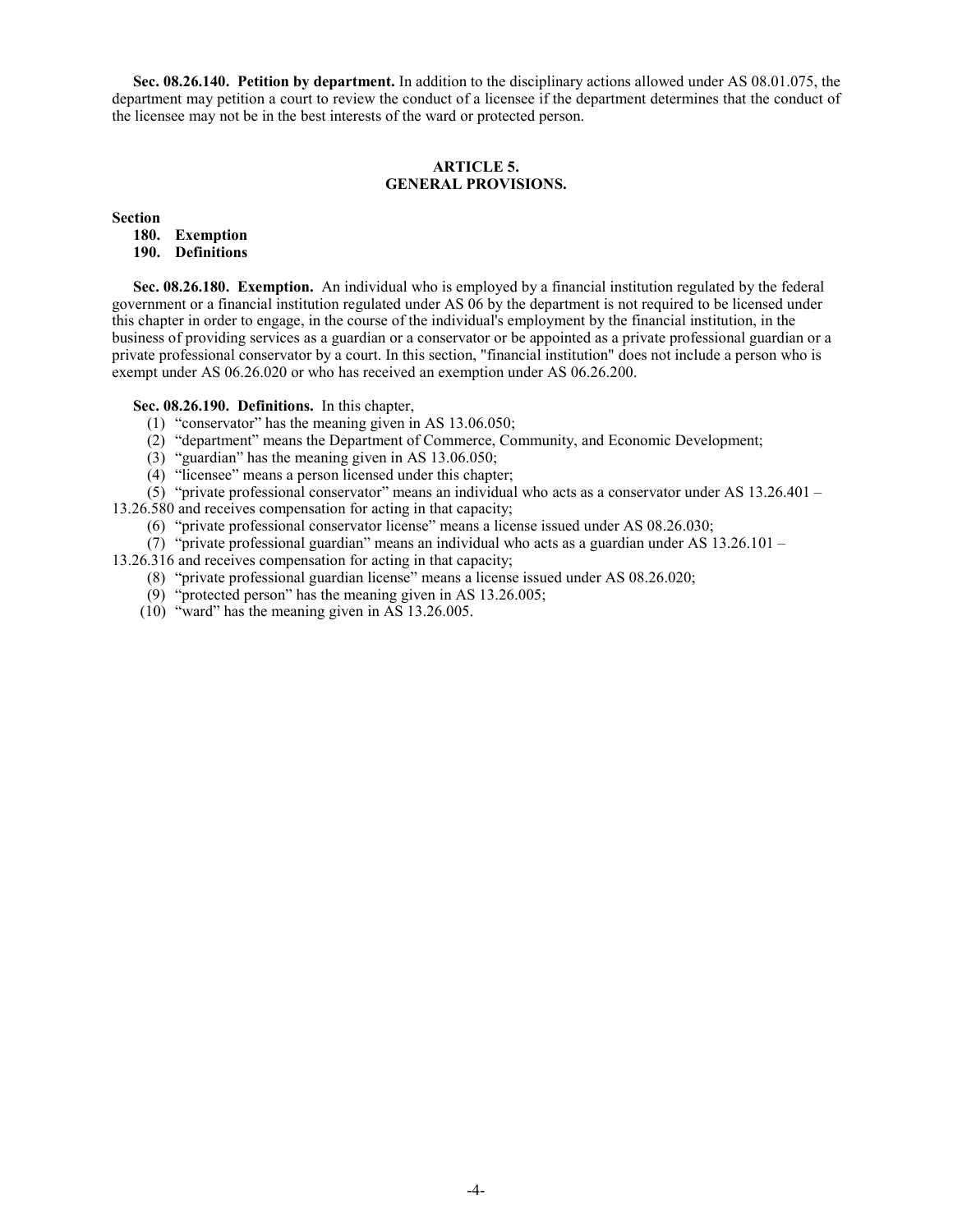**Sec. 08.26.140. Petition by department.** In addition to the disciplinary actions allowed under AS 08.01.075, the department may petition a court to review the conduct of a licensee if the department determines that the conduct of the licensee may not be in the best interests of the ward or protected person.

## ARTICLE 5.
## GENERAL PROVISIONS.

**Section**
**180. Exemption**
**190. Definitions**

**Sec. 08.26.180. Exemption.** An individual who is employed by a financial institution regulated by the federal government or a financial institution regulated under AS 06 by the department is not required to be licensed under this chapter in order to engage, in the course of the individual's employment by the financial institution, in the business of providing services as a guardian or a conservator or be appointed as a private professional guardian or a private professional conservator by a court. In this section, "financial institution" does not include a person who is exempt under AS 06.26.020 or who has received an exemption under AS 06.26.200.

**Sec. 08.26.190. Definitions.** In this chapter,

(1) "conservator" has the meaning given in AS 13.06.050;
(2) "department" means the Department of Commerce, Community, and Economic Development;
(3) "guardian" has the meaning given in AS 13.06.050;
(4) "licensee" means a person licensed under this chapter;
(5) "private professional conservator" means an individual who acts as a conservator under AS 13.26.401 – 13.26.580 and receives compensation for acting in that capacity;
(6) "private professional conservator license" means a license issued under AS 08.26.030;
(7) "private professional guardian" means an individual who acts as a guardian under AS 13.26.101 – 13.26.316 and receives compensation for acting in that capacity;
(8) "private professional guardian license" means a license issued under AS 08.26.020;
(9) "protected person" has the meaning given in AS 13.26.005;
(10) "ward" has the meaning given in AS 13.26.005.